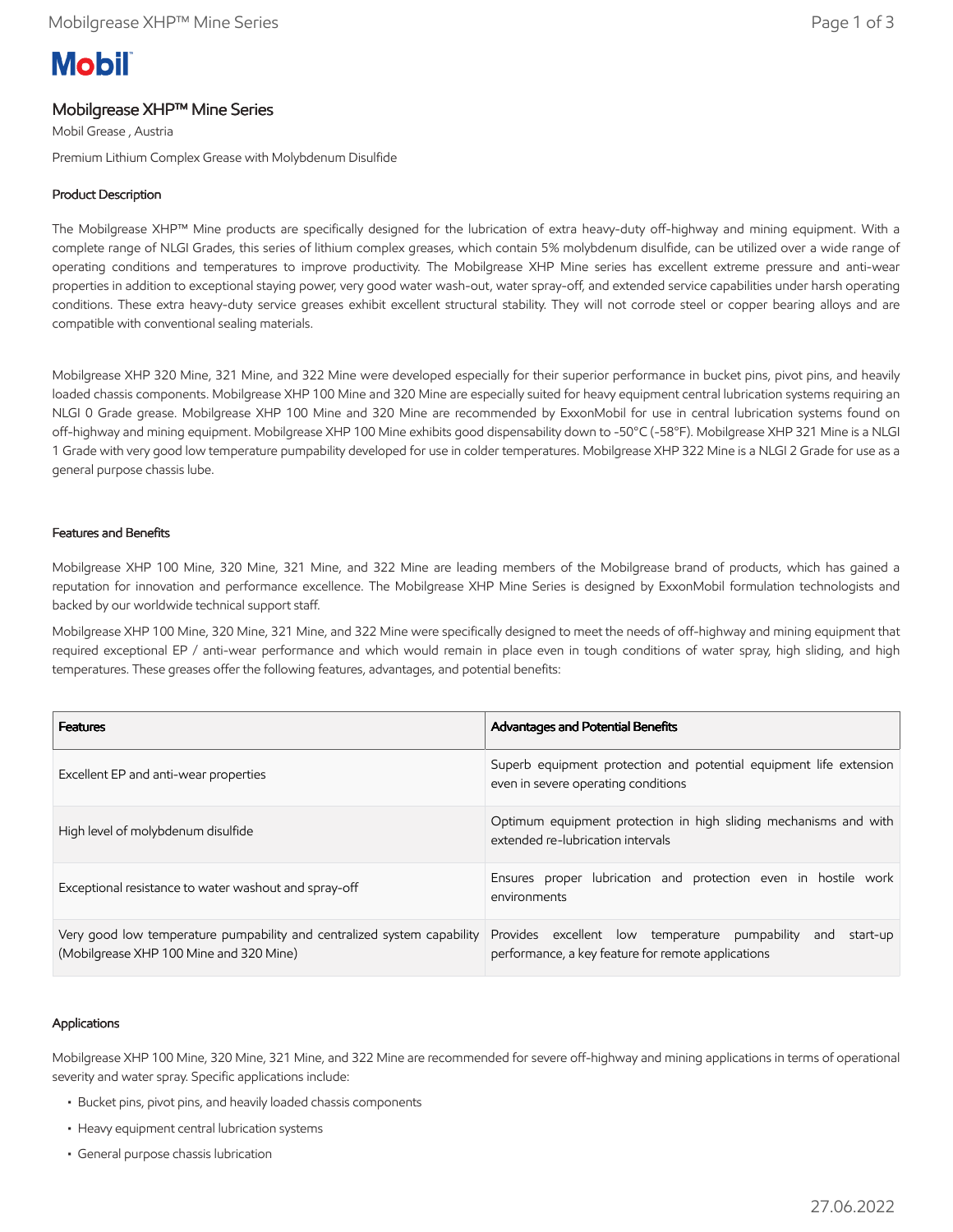**Mobil**

# Mobilgrease XHP™ Mine Series

Mobil Grease , Austria

Premium Lithium Complex Grease with Molybdenum Disulfide

## Product Description

The Mobilgrease XHP™ Mine products are specifically designed for the lubrication of extra heavy-duty off-highway and mining equipment. With a complete range of NLGI Grades, this series of lithium complex greases, which contain 5% molybdenum disulfide, can be utilized over a wide range of operating conditions and temperatures to improve productivity. The Mobilgrease XHP Mine series has excellent extreme pressure and anti-wear properties in addition to exceptional staying power, very good water wash-out, water spray-off, and extended service capabilities under harsh operating conditions. These extra heavy-duty service greases exhibit excellent structural stability. They will not corrode steel or copper bearing alloys and are compatible with conventional sealing materials.

Mobilgrease XHP 320 Mine, 321 Mine, and 322 Mine were developed especially for their superior performance in bucket pins, pivot pins, and heavily loaded chassis components. Mobilgrease XHP 100 Mine and 320 Mine are especially suited for heavy equipment central lubrication systems requiring an NLGI 0 Grade grease. Mobilgrease XHP 100 Mine and 320 Mine are recommended by ExxonMobil for use in central lubrication systems found on off-highway and mining equipment. Mobilgrease XHP 100 Mine exhibits good dispensability down to -50°C (-58°F). Mobilgrease XHP 321 Mine is a NLGI 1 Grade with very good low temperature pumpability developed for use in colder temperatures. Mobilgrease XHP 322 Mine is a NLGI 2 Grade for use as a general purpose chassis lube.

## Features and Benefits

Mobilgrease XHP 100 Mine, 320 Mine, 321 Mine, and 322 Mine are leading members of the Mobilgrease brand of products, which has gained a reputation for innovation and performance excellence. The Mobilgrease XHP Mine Series is designed by ExxonMobil formulation technologists and backed by our worldwide technical support staff.

Mobilgrease XHP 100 Mine, 320 Mine, 321 Mine, and 322 Mine were specifically designed to meet the needs of off-highway and mining equipment that required exceptional EP / anti-wear performance and which would remain in place even in tough conditions of water spray, high sliding, and high temperatures. These greases offer the following features, advantages, and potential benefits:

| Features | Advantages and Potential Benefits |
|---|---|
| Excellent EP and anti-wear properties | Superb equipment protection and potential equipment life extension even in severe operating conditions |
| High level of molybdenum disulfide | Optimum equipment protection in high sliding mechanisms and with extended re-lubrication intervals |
| Exceptional resistance to water washout and spray-off | Ensures proper lubrication and protection even in hostile work environments |
| Very good low temperature pumpability and centralized system capability (Mobilgrease XHP 100 Mine and 320 Mine) | Provides excellent low temperature pumpability and start-up performance, a key feature for remote applications |

## Applications

Mobilgrease XHP 100 Mine, 320 Mine, 321 Mine, and 322 Mine are recommended for severe off-highway and mining applications in terms of operational severity and water spray. Specific applications include:

- Bucket pins, pivot pins, and heavily loaded chassis components
- Heavy equipment central lubrication systems
- General purpose chassis lubrication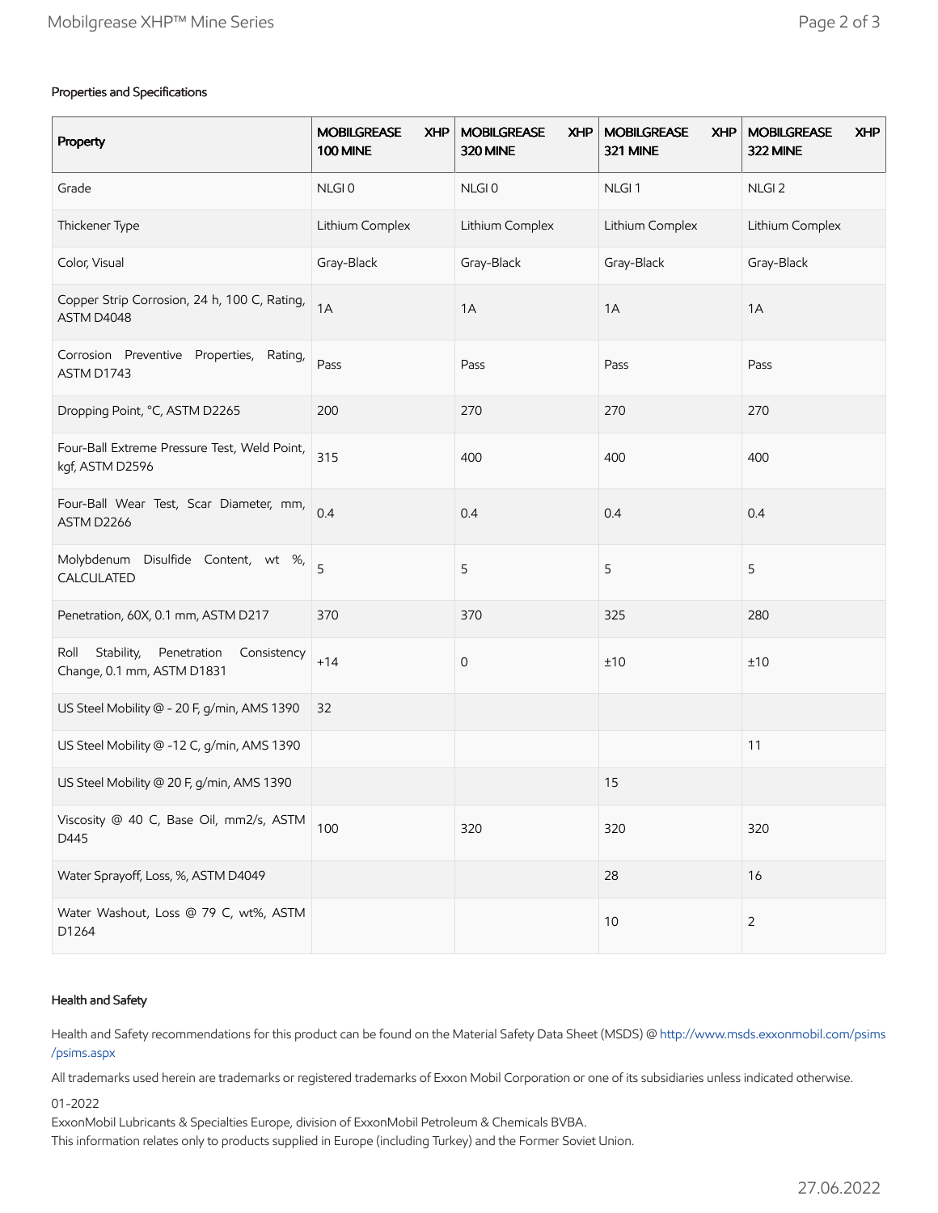## Properties and Specifications

| Property | MOBILGREASE XHP 100 MINE | MOBILGREASE XHP 320 MINE | MOBILGREASE XHP 321 MINE | MOBILGREASE XHP 322 MINE |
|---|---|---|---|---|
| Grade | NLGI 0 | NLGI 0 | NLGI 1 | NLGI 2 |
| Thickener Type | Lithium Complex | Lithium Complex | Lithium Complex | Lithium Complex |
| Color, Visual | Gray-Black | Gray-Black | Gray-Black | Gray-Black |
| Copper Strip Corrosion, 24 h, 100 C, Rating, ASTM D4048 | 1A | 1A | 1A | 1A |
| Corrosion Preventive Properties, Rating, ASTM D1743 | Pass | Pass | Pass | Pass |
| Dropping Point, °C, ASTM D2265 | 200 | 270 | 270 | 270 |
| Four-Ball Extreme Pressure Test, Weld Point, kgf, ASTM D2596 | 315 | 400 | 400 | 400 |
| Four-Ball Wear Test, Scar Diameter, mm, ASTM D2266 | 0.4 | 0.4 | 0.4 | 0.4 |
| Molybdenum Disulfide Content, wt %, CALCULATED | 5 | 5 | 5 | 5 |
| Penetration, 60X, 0.1 mm, ASTM D217 | 370 | 370 | 325 | 280 |
| Roll Stability, Penetration Consistency Change, 0.1 mm, ASTM D1831 | +14 | 0 | ±10 | ±10 |
| US Steel Mobility @ - 20 F, g/min, AMS 1390 | 32 | | | |
| US Steel Mobility @ -12 C, g/min, AMS 1390 | | | | 11 |
| US Steel Mobility @ 20 F, g/min, AMS 1390 | | | 15 | |
| Viscosity @ 40 C, Base Oil, mm2/s, ASTM D445 | 100 | 320 | 320 | 320 |
| Water Sprayoff, Loss, %, ASTM D4049 | | | 28 | 16 |
| Water Washout, Loss @ 79 C, wt%, ASTM D1264 | | | 10 | 2 |

## Health and Safety

Health and Safety recommendations for this product can be found on the Material Safety Data Sheet (MSDS) @ http://www.msds.exxonmobil.com/psims/psims.aspx

All trademarks used herein are trademarks or registered trademarks of Exxon Mobil Corporation or one of its subsidiaries unless indicated otherwise.

01-2022

ExxonMobil Lubricants & Specialties Europe, division of ExxonMobil Petroleum & Chemicals BVBA.

This information relates only to products supplied in Europe (including Turkey) and the Former Soviet Union.

27.06.2022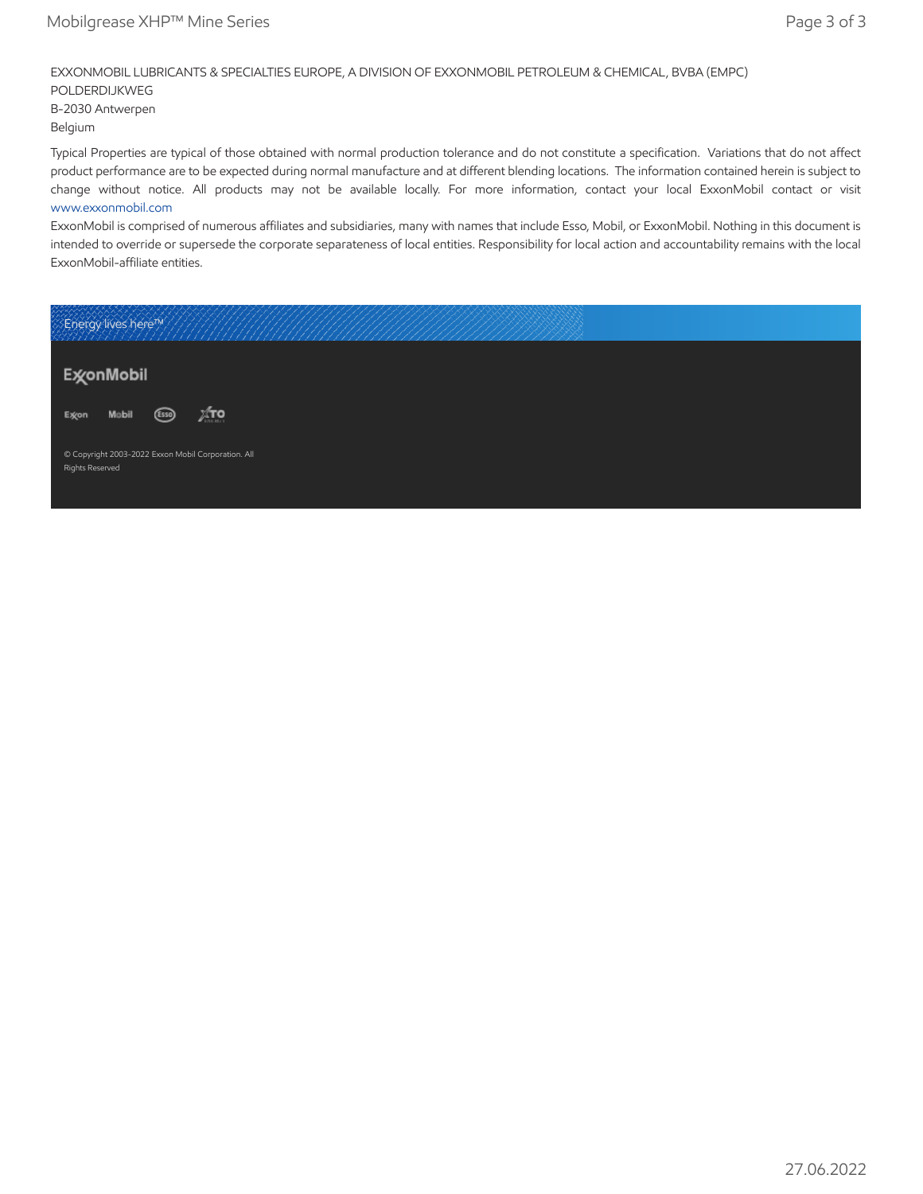EXXONMOBIL LUBRICANTS & SPECIALTIES EUROPE, A DIVISION OF EXXONMOBIL PETROLEUM & CHEMICAL, BVBA (EMPC)
POLDERDIJKWEG
B-2030 Antwerpen
Belgium

Typical Properties are typical of those obtained with normal production tolerance and do not constitute a specification. Variations that do not affect product performance are to be expected during normal manufacture and at different blending locations. The information contained herein is subject to change without notice. All products may not be available locally. For more information, contact your local ExxonMobil contact or visit www.exxonmobil.com

ExxonMobil is comprised of numerous affiliates and subsidiaries, many with names that include Esso, Mobil, or ExxonMobil. Nothing in this document is intended to override or supersede the corporate separateness of local entities. Responsibility for local action and accountability remains with the local ExxonMobil-affiliate entities.

Energy lives here™

ExxonMobil

Exxon Mobil Esso XTO

© Copyright 2003-2022 Exxon Mobil Corporation. All Rights Reserved

27.06.2022